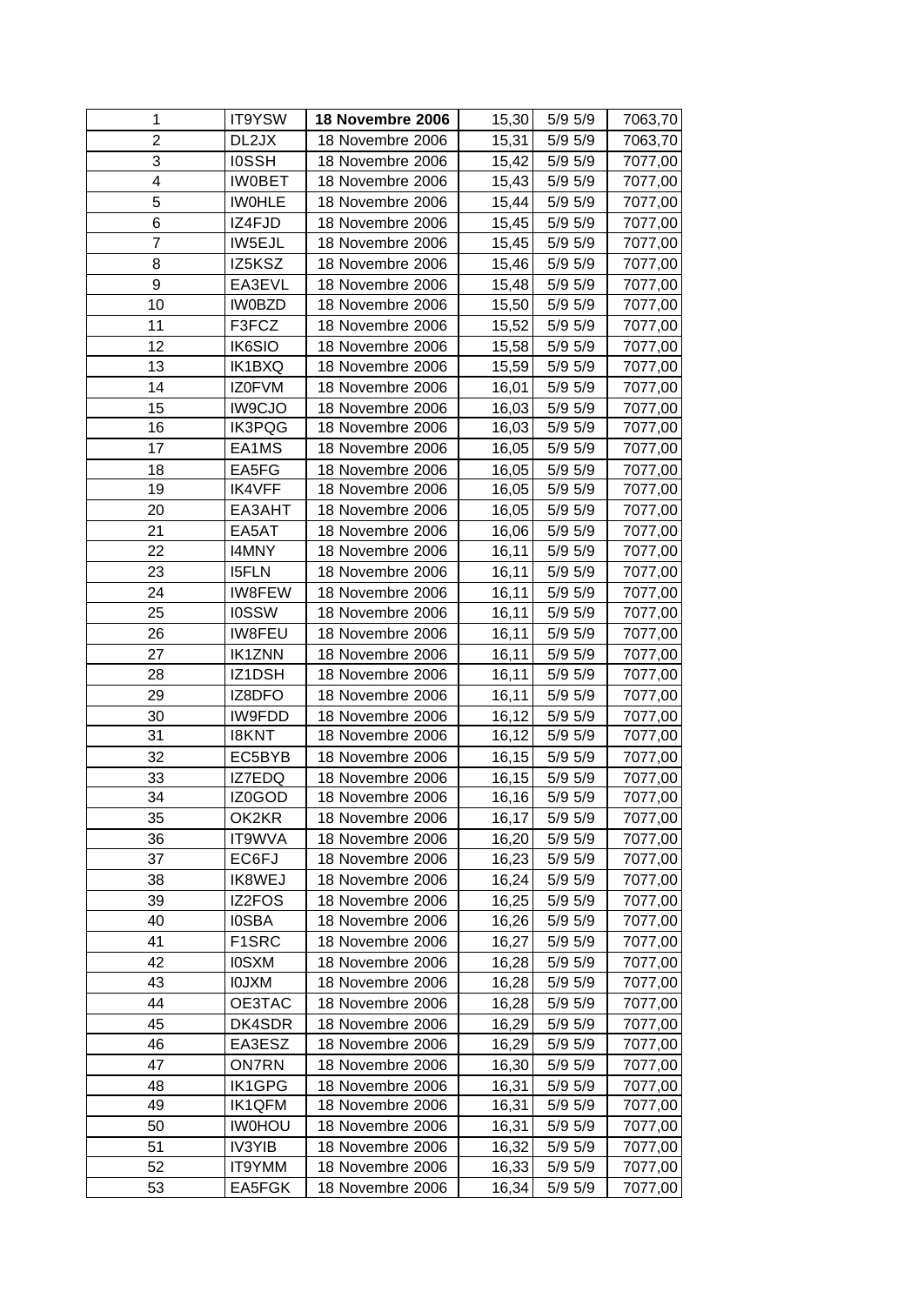| 1 | IT9YSW | **18 Novembre 2006** | 15,30 | 5/9 5/9 | 7063,70 |
|---|---|---|---|---|---|
| 2 | DL2JX | 18 Novembre 2006 | 15,31 | 5/9 5/9 | 7063,70 |
| 3 | I0SSH | 18 Novembre 2006 | 15,42 | 5/9 5/9 | 7077,00 |
| 4 | IW0BET | 18 Novembre 2006 | 15,43 | 5/9 5/9 | 7077,00 |
| 5 | IW0HLE | 18 Novembre 2006 | 15,44 | 5/9 5/9 | 7077,00 |
| 6 | IZ4FJD | 18 Novembre 2006 | 15,45 | 5/9 5/9 | 7077,00 |
| 7 | IW5EJL | 18 Novembre 2006 | 15,45 | 5/9 5/9 | 7077,00 |
| 8 | IZ5KSZ | 18 Novembre 2006 | 15,46 | 5/9 5/9 | 7077,00 |
| 9 | EA3EVL | 18 Novembre 2006 | 15,48 | 5/9 5/9 | 7077,00 |
| 10 | IW0BZD | 18 Novembre 2006 | 15,50 | 5/9 5/9 | 7077,00 |
| 11 | F3FCZ | 18 Novembre 2006 | 15,52 | 5/9 5/9 | 7077,00 |
| 12 | IK6SIO | 18 Novembre 2006 | 15,58 | 5/9 5/9 | 7077,00 |
| 13 | IK1BXQ | 18 Novembre 2006 | 15,59 | 5/9 5/9 | 7077,00 |
| 14 | IZ0FVM | 18 Novembre 2006 | 16,01 | 5/9 5/9 | 7077,00 |
| 15 | IW9CJO | 18 Novembre 2006 | 16,03 | 5/9 5/9 | 7077,00 |
| 16 | IK3PQG | 18 Novembre 2006 | 16,03 | 5/9 5/9 | 7077,00 |
| 17 | EA1MS | 18 Novembre 2006 | 16,05 | 5/9 5/9 | 7077,00 |
| 18 | EA5FG | 18 Novembre 2006 | 16,05 | 5/9 5/9 | 7077,00 |
| 19 | IK4VFF | 18 Novembre 2006 | 16,05 | 5/9 5/9 | 7077,00 |
| 20 | EA3AHT | 18 Novembre 2006 | 16,05 | 5/9 5/9 | 7077,00 |
| 21 | EA5AT | 18 Novembre 2006 | 16,06 | 5/9 5/9 | 7077,00 |
| 22 | I4MNY | 18 Novembre 2006 | 16,11 | 5/9 5/9 | 7077,00 |
| 23 | I5FLN | 18 Novembre 2006 | 16,11 | 5/9 5/9 | 7077,00 |
| 24 | IW8FEW | 18 Novembre 2006 | 16,11 | 5/9 5/9 | 7077,00 |
| 25 | I0SSW | 18 Novembre 2006 | 16,11 | 5/9 5/9 | 7077,00 |
| 26 | IW8FEU | 18 Novembre 2006 | 16,11 | 5/9 5/9 | 7077,00 |
| 27 | IK1ZNN | 18 Novembre 2006 | 16,11 | 5/9 5/9 | 7077,00 |
| 28 | IZ1DSH | 18 Novembre 2006 | 16,11 | 5/9 5/9 | 7077,00 |
| 29 | IZ8DFO | 18 Novembre 2006 | 16,11 | 5/9 5/9 | 7077,00 |
| 30 | IW9FDD | 18 Novembre 2006 | 16,12 | 5/9 5/9 | 7077,00 |
| 31 | I8KNT | 18 Novembre 2006 | 16,12 | 5/9 5/9 | 7077,00 |
| 32 | EC5BYB | 18 Novembre 2006 | 16,15 | 5/9 5/9 | 7077,00 |
| 33 | IZ7EDQ | 18 Novembre 2006 | 16,15 | 5/9 5/9 | 7077,00 |
| 34 | IZ0GOD | 18 Novembre 2006 | 16,16 | 5/9 5/9 | 7077,00 |
| 35 | OK2KR | 18 Novembre 2006 | 16,17 | 5/9 5/9 | 7077,00 |
| 36 | IT9WVA | 18 Novembre 2006 | 16,20 | 5/9 5/9 | 7077,00 |
| 37 | EC6FJ | 18 Novembre 2006 | 16,23 | 5/9 5/9 | 7077,00 |
| 38 | IK8WEJ | 18 Novembre 2006 | 16,24 | 5/9 5/9 | 7077,00 |
| 39 | IZ2FOS | 18 Novembre 2006 | 16,25 | 5/9 5/9 | 7077,00 |
| 40 | I0SBA | 18 Novembre 2006 | 16,26 | 5/9 5/9 | 7077,00 |
| 41 | F1SRC | 18 Novembre 2006 | 16,27 | 5/9 5/9 | 7077,00 |
| 42 | I0SXM | 18 Novembre 2006 | 16,28 | 5/9 5/9 | 7077,00 |
| 43 | I0JXM | 18 Novembre 2006 | 16,28 | 5/9 5/9 | 7077,00 |
| 44 | OE3TAC | 18 Novembre 2006 | 16,28 | 5/9 5/9 | 7077,00 |
| 45 | DK4SDR | 18 Novembre 2006 | 16,29 | 5/9 5/9 | 7077,00 |
| 46 | EA3ESZ | 18 Novembre 2006 | 16,29 | 5/9 5/9 | 7077,00 |
| 47 | ON7RN | 18 Novembre 2006 | 16,30 | 5/9 5/9 | 7077,00 |
| 48 | IK1GPG | 18 Novembre 2006 | 16,31 | 5/9 5/9 | 7077,00 |
| 49 | IK1QFM | 18 Novembre 2006 | 16,31 | 5/9 5/9 | 7077,00 |
| 50 | IW0HOU | 18 Novembre 2006 | 16,31 | 5/9 5/9 | 7077,00 |
| 51 | IV3YIB | 18 Novembre 2006 | 16,32 | 5/9 5/9 | 7077,00 |
| 52 | IT9YMM | 18 Novembre 2006 | 16,33 | 5/9 5/9 | 7077,00 |
| 53 | EA5FGK | 18 Novembre 2006 | 16,34 | 5/9 5/9 | 7077,00 |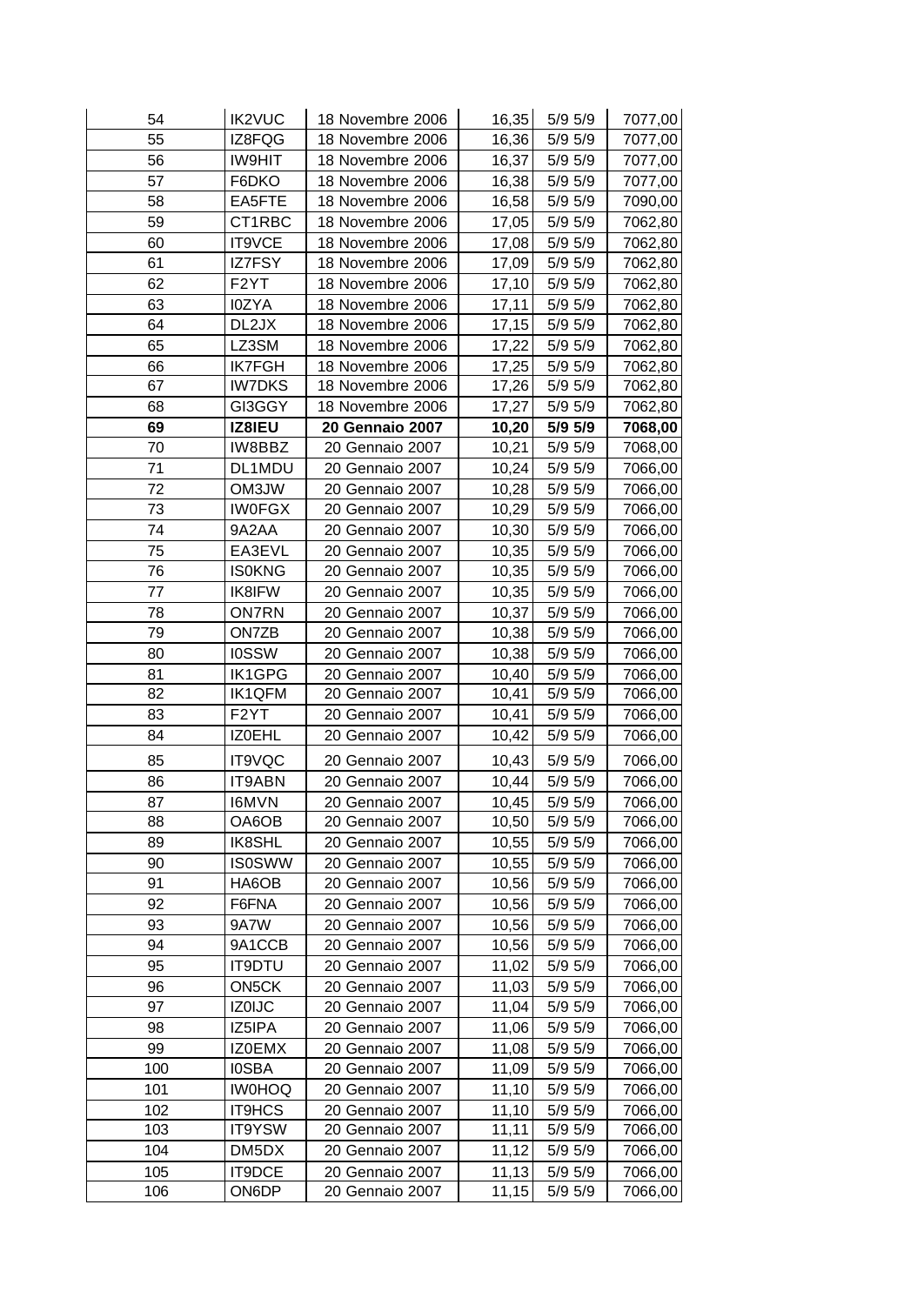| 54 | IK2VUC | 18 Novembre 2006 | 16,35 | 5/9 5/9 | 7077,00 |
|---|---|---|---|---|---|
| 55 | IZ8FQG | 18 Novembre 2006 | 16,36 | 5/9 5/9 | 7077,00 |
| 56 | IW9HIT | 18 Novembre 2006 | 16,37 | 5/9 5/9 | 7077,00 |
| 57 | F6DKO | 18 Novembre 2006 | 16,38 | 5/9 5/9 | 7077,00 |
| 58 | EA5FTE | 18 Novembre 2006 | 16,58 | 5/9 5/9 | 7090,00 |
| 59 | CT1RBC | 18 Novembre 2006 | 17,05 | 5/9 5/9 | 7062,80 |
| 60 | IT9VCE | 18 Novembre 2006 | 17,08 | 5/9 5/9 | 7062,80 |
| 61 | IZ7FSY | 18 Novembre 2006 | 17,09 | 5/9 5/9 | 7062,80 |
| 62 | F2YT | 18 Novembre 2006 | 17,10 | 5/9 5/9 | 7062,80 |
| 63 | I0ZYA | 18 Novembre 2006 | 17,11 | 5/9 5/9 | 7062,80 |
| 64 | DL2JX | 18 Novembre 2006 | 17,15 | 5/9 5/9 | 7062,80 |
| 65 | LZ3SM | 18 Novembre 2006 | 17,22 | 5/9 5/9 | 7062,80 |
| 66 | IK7FGH | 18 Novembre 2006 | 17,25 | 5/9 5/9 | 7062,80 |
| 67 | IW7DKS | 18 Novembre 2006 | 17,26 | 5/9 5/9 | 7062,80 |
| 68 | GI3GGY | 18 Novembre 2006 | 17,27 | 5/9 5/9 | 7062,80 |
| **69** | **IZ8IEU** | **20 Gennaio 2007** | **10,20** | **5/9 5/9** | **7068,00** |
| 70 | IW8BBZ | 20 Gennaio 2007 | 10,21 | 5/9 5/9 | 7068,00 |
| 71 | DL1MDU | 20 Gennaio 2007 | 10,24 | 5/9 5/9 | 7066,00 |
| 72 | OM3JW | 20 Gennaio 2007 | 10,28 | 5/9 5/9 | 7066,00 |
| 73 | IW0FGX | 20 Gennaio 2007 | 10,29 | 5/9 5/9 | 7066,00 |
| 74 | 9A2AA | 20 Gennaio 2007 | 10,30 | 5/9 5/9 | 7066,00 |
| 75 | EA3EVL | 20 Gennaio 2007 | 10,35 | 5/9 5/9 | 7066,00 |
| 76 | IS0KNG | 20 Gennaio 2007 | 10,35 | 5/9 5/9 | 7066,00 |
| 77 | IK8IFW | 20 Gennaio 2007 | 10,35 | 5/9 5/9 | 7066,00 |
| 78 | ON7RN | 20 Gennaio 2007 | 10,37 | 5/9 5/9 | 7066,00 |
| 79 | ON7ZB | 20 Gennaio 2007 | 10,38 | 5/9 5/9 | 7066,00 |
| 80 | I0SSW | 20 Gennaio 2007 | 10,38 | 5/9 5/9 | 7066,00 |
| 81 | IK1GPG | 20 Gennaio 2007 | 10,40 | 5/9 5/9 | 7066,00 |
| 82 | IK1QFM | 20 Gennaio 2007 | 10,41 | 5/9 5/9 | 7066,00 |
| 83 | F2YT | 20 Gennaio 2007 | 10,41 | 5/9 5/9 | 7066,00 |
| 84 | IZ0EHL | 20 Gennaio 2007 | 10,42 | 5/9 5/9 | 7066,00 |
| 85 | IT9VQC | 20 Gennaio 2007 | 10,43 | 5/9 5/9 | 7066,00 |
| 86 | IT9ABN | 20 Gennaio 2007 | 10,44 | 5/9 5/9 | 7066,00 |
| 87 | I6MVN | 20 Gennaio 2007 | 10,45 | 5/9 5/9 | 7066,00 |
| 88 | OA6OB | 20 Gennaio 2007 | 10,50 | 5/9 5/9 | 7066,00 |
| 89 | IK8SHL | 20 Gennaio 2007 | 10,55 | 5/9 5/9 | 7066,00 |
| 90 | IS0SWW | 20 Gennaio 2007 | 10,55 | 5/9 5/9 | 7066,00 |
| 91 | HA6OB | 20 Gennaio 2007 | 10,56 | 5/9 5/9 | 7066,00 |
| 92 | F6FNA | 20 Gennaio 2007 | 10,56 | 5/9 5/9 | 7066,00 |
| 93 | 9A7W | 20 Gennaio 2007 | 10,56 | 5/9 5/9 | 7066,00 |
| 94 | 9A1CCB | 20 Gennaio 2007 | 10,56 | 5/9 5/9 | 7066,00 |
| 95 | IT9DTU | 20 Gennaio 2007 | 11,02 | 5/9 5/9 | 7066,00 |
| 96 | ON5CK | 20 Gennaio 2007 | 11,03 | 5/9 5/9 | 7066,00 |
| 97 | IZ0IJC | 20 Gennaio 2007 | 11,04 | 5/9 5/9 | 7066,00 |
| 98 | IZ5IPA | 20 Gennaio 2007 | 11,06 | 5/9 5/9 | 7066,00 |
| 99 | IZ0EMX | 20 Gennaio 2007 | 11,08 | 5/9 5/9 | 7066,00 |
| 100 | I0SBA | 20 Gennaio 2007 | 11,09 | 5/9 5/9 | 7066,00 |
| 101 | IW0HOQ | 20 Gennaio 2007 | 11,10 | 5/9 5/9 | 7066,00 |
| 102 | IT9HCS | 20 Gennaio 2007 | 11,10 | 5/9 5/9 | 7066,00 |
| 103 | IT9YSW | 20 Gennaio 2007 | 11,11 | 5/9 5/9 | 7066,00 |
| 104 | DM5DX | 20 Gennaio 2007 | 11,12 | 5/9 5/9 | 7066,00 |
| 105 | IT9DCE | 20 Gennaio 2007 | 11,13 | 5/9 5/9 | 7066,00 |
| 106 | ON6DP | 20 Gennaio 2007 | 11,15 | 5/9 5/9 | 7066,00 |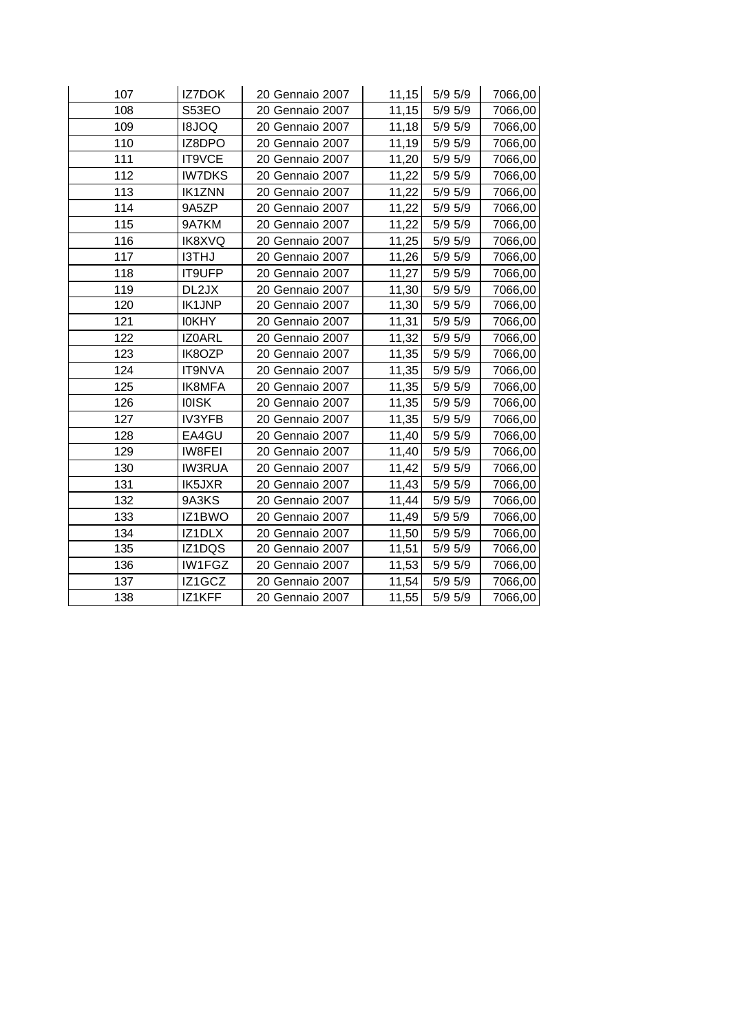| | | | | | |
|---|---|---|---|---|---|
| 107 | IZ7DOK | 20 Gennaio 2007 | 11,15 | 5/9 5/9 | 7066,00 |
| 108 | S53EO | 20 Gennaio 2007 | 11,15 | 5/9 5/9 | 7066,00 |
| 109 | I8JOQ | 20 Gennaio 2007 | 11,18 | 5/9 5/9 | 7066,00 |
| 110 | IZ8DPO | 20 Gennaio 2007 | 11,19 | 5/9 5/9 | 7066,00 |
| 111 | IT9VCE | 20 Gennaio 2007 | 11,20 | 5/9 5/9 | 7066,00 |
| 112 | IW7DKS | 20 Gennaio 2007 | 11,22 | 5/9 5/9 | 7066,00 |
| 113 | IK1ZNN | 20 Gennaio 2007 | 11,22 | 5/9 5/9 | 7066,00 |
| 114 | 9A5ZP | 20 Gennaio 2007 | 11,22 | 5/9 5/9 | 7066,00 |
| 115 | 9A7KM | 20 Gennaio 2007 | 11,22 | 5/9 5/9 | 7066,00 |
| 116 | IK8XVQ | 20 Gennaio 2007 | 11,25 | 5/9 5/9 | 7066,00 |
| 117 | I3THJ | 20 Gennaio 2007 | 11,26 | 5/9 5/9 | 7066,00 |
| 118 | IT9UFP | 20 Gennaio 2007 | 11,27 | 5/9 5/9 | 7066,00 |
| 119 | DL2JX | 20 Gennaio 2007 | 11,30 | 5/9 5/9 | 7066,00 |
| 120 | IK1JNP | 20 Gennaio 2007 | 11,30 | 5/9 5/9 | 7066,00 |
| 121 | I0KHY | 20 Gennaio 2007 | 11,31 | 5/9 5/9 | 7066,00 |
| 122 | IZ0ARL | 20 Gennaio 2007 | 11,32 | 5/9 5/9 | 7066,00 |
| 123 | IK8OZP | 20 Gennaio 2007 | 11,35 | 5/9 5/9 | 7066,00 |
| 124 | IT9NVA | 20 Gennaio 2007 | 11,35 | 5/9 5/9 | 7066,00 |
| 125 | IK8MFA | 20 Gennaio 2007 | 11,35 | 5/9 5/9 | 7066,00 |
| 126 | I0ISK | 20 Gennaio 2007 | 11,35 | 5/9 5/9 | 7066,00 |
| 127 | IV3YFB | 20 Gennaio 2007 | 11,35 | 5/9 5/9 | 7066,00 |
| 128 | EA4GU | 20 Gennaio 2007 | 11,40 | 5/9 5/9 | 7066,00 |
| 129 | IW8FEI | 20 Gennaio 2007 | 11,40 | 5/9 5/9 | 7066,00 |
| 130 | IW3RUA | 20 Gennaio 2007 | 11,42 | 5/9 5/9 | 7066,00 |
| 131 | IK5JXR | 20 Gennaio 2007 | 11,43 | 5/9 5/9 | 7066,00 |
| 132 | 9A3KS | 20 Gennaio 2007 | 11,44 | 5/9 5/9 | 7066,00 |
| 133 | IZ1BWO | 20 Gennaio 2007 | 11,49 | 5/9 5/9 | 7066,00 |
| 134 | IZ1DLX | 20 Gennaio 2007 | 11,50 | 5/9 5/9 | 7066,00 |
| 135 | IZ1DQS | 20 Gennaio 2007 | 11,51 | 5/9 5/9 | 7066,00 |
| 136 | IW1FGZ | 20 Gennaio 2007 | 11,53 | 5/9 5/9 | 7066,00 |
| 137 | IZ1GCZ | 20 Gennaio 2007 | 11,54 | 5/9 5/9 | 7066,00 |
| 138 | IZ1KFF | 20 Gennaio 2007 | 11,55 | 5/9 5/9 | 7066,00 |